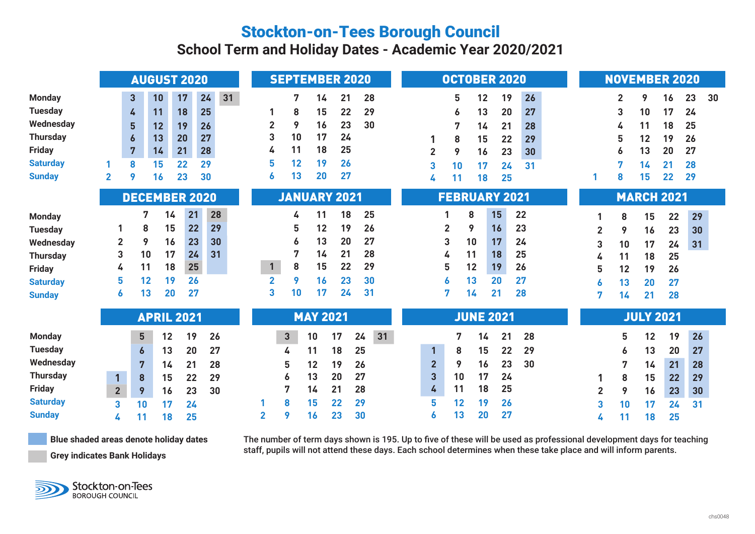# Stockton-on-Tees Borough Council

## School Term and Holiday Dates - Academic Year 2020/2021

### AUGUST 2020

| | | | | | |
|---|---|---|---|---|---|
| Monday | | 3 | 10 | 17 | 24 | 31 |
| Tuesday | | 4 | 11 | 18 | 25 | |
| Wednesday | | 5 | 12 | 19 | 26 | |
| Thursday | | 6 | 13 | 20 | 27 | |
| Friday | | 7 | 14 | 21 | 28 | |
| Saturday | 1 | 8 | 15 | 22 | 29 | |
| Sunday | 2 | 9 | 16 | 23 | 30 | |

### SEPTEMBER 2020

| | | | | | |
|---|---|---|---|---|---|
| Monday | | 7 | 14 | 21 | 28 |
| Tuesday | 1 | 8 | 15 | 22 | 29 |
| Wednesday | 2 | 9 | 16 | 23 | 30 |
| Thursday | 3 | 10 | 17 | 24 | |
| Friday | 4 | 11 | 18 | 25 | |
| Saturday | 5 | 12 | 19 | 26 | |
| Sunday | 6 | 13 | 20 | 27 | |

### OCTOBER 2020

| | | | | | |
|---|---|---|---|---|---|
| Monday | | 5 | 12 | 19 | 26 |
| Tuesday | | 6 | 13 | 20 | 27 |
| Wednesday | | 7 | 14 | 21 | 28 |
| Thursday | 1 | 8 | 15 | 22 | 29 |
| Friday | 2 | 9 | 16 | 23 | 30 |
| Saturday | 3 | 10 | 17 | 24 | 31 |
| Sunday | 4 | 11 | 18 | 25 | |

### NOVEMBER 2020

| | | | | | | |
|---|---|---|---|---|---|---|
| Monday | | 2 | 9 | 16 | 23 | 30 |
| Tuesday | | 3 | 10 | 17 | 24 | |
| Wednesday | | 4 | 11 | 18 | 25 | |
| Thursday | | 5 | 12 | 19 | 26 | |
| Friday | | 6 | 13 | 20 | 27 | |
| Saturday | | 7 | 14 | 21 | 28 | |
| Sunday | 1 | 8 | 15 | 22 | 29 | |

### DECEMBER 2020

| | | | | | |
|---|---|---|---|---|---|
| Monday | | 7 | 14 | 21 | 28 |
| Tuesday | 1 | 8 | 15 | 22 | 29 |
| Wednesday | 2 | 9 | 16 | 23 | 30 |
| Thursday | 3 | 10 | 17 | 24 | 31 |
| Friday | 4 | 11 | 18 | 25 | |
| Saturday | 5 | 12 | 19 | 26 | |
| Sunday | 6 | 13 | 20 | 27 | |

### JANUARY 2021

| | | | | | |
|---|---|---|---|---|---|
| Monday | | 4 | 11 | 18 | 25 |
| Tuesday | | 5 | 12 | 19 | 26 |
| Wednesday | | 6 | 13 | 20 | 27 |
| Thursday | | 7 | 14 | 21 | 28 |
| Friday | 1 | 8 | 15 | 22 | 29 |
| Saturday | 2 | 9 | 16 | 23 | 30 |
| Sunday | 3 | 10 | 17 | 24 | 31 |

### FEBRUARY 2021

| | | | | |
|---|---|---|---|---|
| Monday | 1 | 8 | 15 | 22 |
| Tuesday | 2 | 9 | 16 | 23 |
| Wednesday | 3 | 10 | 17 | 24 |
| Thursday | 4 | 11 | 18 | 25 |
| Friday | 5 | 12 | 19 | 26 |
| Saturday | 6 | 13 | 20 | 27 |
| Sunday | 7 | 14 | 21 | 28 |

### MARCH 2021

| | | | | | |
|---|---|---|---|---|---|
| Monday | 1 | 8 | 15 | 22 | 29 |
| Tuesday | 2 | 9 | 16 | 23 | 30 |
| Wednesday | 3 | 10 | 17 | 24 | 31 |
| Thursday | 4 | 11 | 18 | 25 | |
| Friday | 5 | 12 | 19 | 26 | |
| Saturday | 6 | 13 | 20 | 27 | |
| Sunday | 7 | 14 | 21 | 28 | |

### APRIL 2021

| | | | | | |
|---|---|---|---|---|---|
| Monday | | 5 | 12 | 19 | 26 |
| Tuesday | | 6 | 13 | 20 | 27 |
| Wednesday | | 7 | 14 | 21 | 28 |
| Thursday | 1 | 8 | 15 | 22 | 29 |
| Friday | 2 | 9 | 16 | 23 | 30 |
| Saturday | 3 | 10 | 17 | 24 | |
| Sunday | 4 | 11 | 18 | 25 | |

### MAY 2021

| | | | | | | |
|---|---|---|---|---|---|---|
| Monday | | 3 | 10 | 17 | 24 | 31 |
| Tuesday | | 4 | 11 | 18 | 25 | |
| Wednesday | | 5 | 12 | 19 | 26 | |
| Thursday | | 6 | 13 | 20 | 27 | |
| Friday | | 7 | 14 | 21 | 28 | |
| Saturday | 1 | 8 | 15 | 22 | 29 | |
| Sunday | 2 | 9 | 16 | 23 | 30 | |

### JUNE 2021

| | | | | | |
|---|---|---|---|---|---|
| Monday | | 7 | 14 | 21 | 28 |
| Tuesday | 1 | 8 | 15 | 22 | 29 |
| Wednesday | 2 | 9 | 16 | 23 | 30 |
| Thursday | 3 | 10 | 17 | 24 | |
| Friday | 4 | 11 | 18 | 25 | |
| Saturday | 5 | 12 | 19 | 26 | |
| Sunday | 6 | 13 | 20 | 27 | |

### JULY 2021

| | | | | | |
|---|---|---|---|---|---|
| Monday | | 5 | 12 | 19 | 26 |
| Tuesday | | 6 | 13 | 20 | 27 |
| Wednesday | | 7 | 14 | 21 | 28 |
| Thursday | 1 | 8 | 15 | 22 | 29 |
| Friday | 2 | 9 | 16 | 23 | 30 |
| Saturday | 3 | 10 | 17 | 24 | 31 |
| Sunday | 4 | 11 | 18 | 25 | |

**Blue shaded areas denote holiday dates**

**Grey indicates Bank Holidays**

The number of term days shown is 195. Up to five of these will be used as professional development days for teaching staff, pupils will not attend these days. Each school determines when these take place and will inform parents.

Stockton-on-Tees BOROUGH COUNCIL

chs0048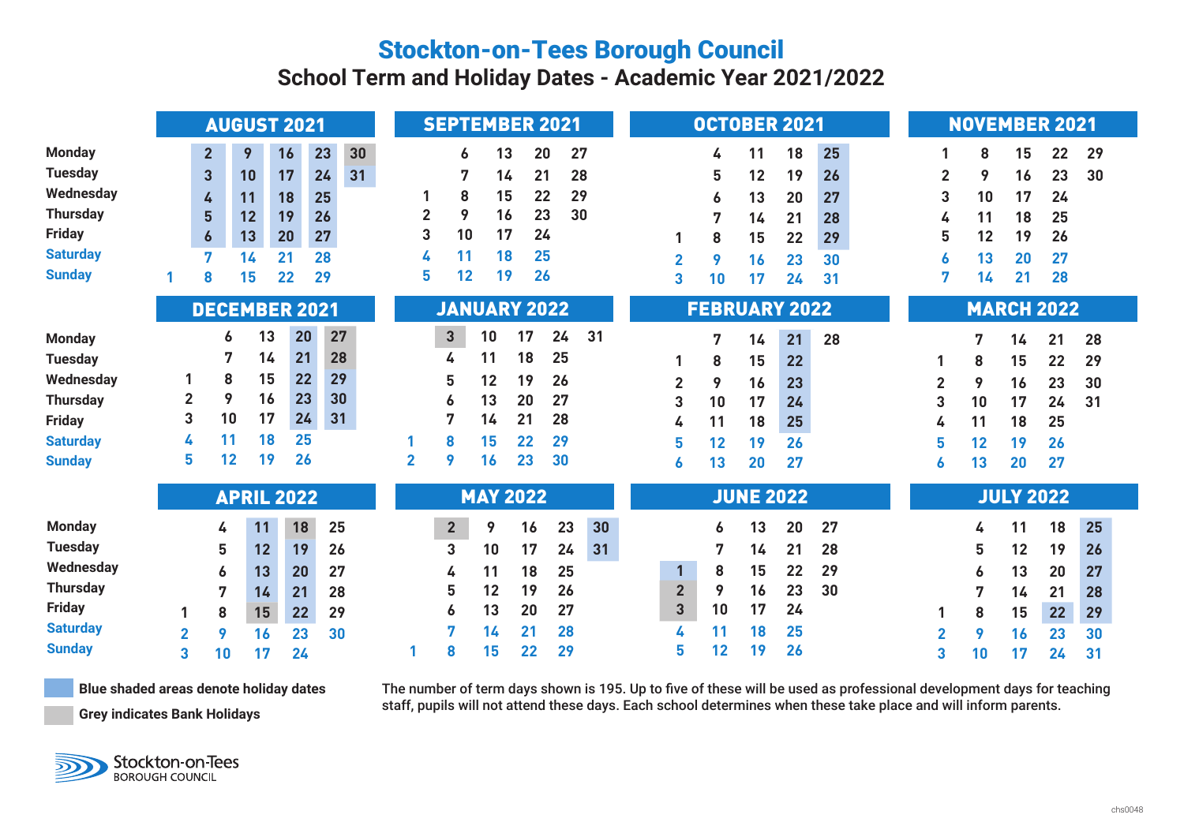# Stockton-on-Tees Borough Council

## School Term and Holiday Dates - Academic Year 2021/2022

### AUGUST 2021

| | | | | | |
|---|---|---|---|---|---|
| Monday | | 2 | 9 | 16 | 23 | 30 |
| Tuesday | | 3 | 10 | 17 | 24 | 31 |
| Wednesday | | 4 | 11 | 18 | 25 | |
| Thursday | | 5 | 12 | 19 | 26 | |
| Friday | | 6 | 13 | 20 | 27 | |
| Saturday | | 7 | 14 | 21 | 28 | |
| Sunday | 1 | 8 | 15 | 22 | 29 | |

### SEPTEMBER 2021

| | | | | | |
|---|---|---|---|---|---|
| Monday | | 6 | 13 | 20 | 27 |
| Tuesday | | 7 | 14 | 21 | 28 |
| Wednesday | 1 | 8 | 15 | 22 | 29 |
| Thursday | 2 | 9 | 16 | 23 | 30 |
| Friday | 3 | 10 | 17 | 24 | |
| Saturday | 4 | 11 | 18 | 25 | |
| Sunday | 5 | 12 | 19 | 26 | |

### OCTOBER 2021

| | | | | | |
|---|---|---|---|---|---|
| Monday | | 4 | 11 | 18 | 25 |
| Tuesday | | 5 | 12 | 19 | 26 |
| Wednesday | | 6 | 13 | 20 | 27 |
| Thursday | | 7 | 14 | 21 | 28 |
| Friday | 1 | 8 | 15 | 22 | 29 |
| Saturday | 2 | 9 | 16 | 23 | 30 |
| Sunday | 3 | 10 | 17 | 24 | 31 |

### NOVEMBER 2021

| | | | | | |
|---|---|---|---|---|---|
| Monday | 1 | 8 | 15 | 22 | 29 |
| Tuesday | 2 | 9 | 16 | 23 | 30 |
| Wednesday | 3 | 10 | 17 | 24 | |
| Thursday | 4 | 11 | 18 | 25 | |
| Friday | 5 | 12 | 19 | 26 | |
| Saturday | 6 | 13 | 20 | 27 | |
| Sunday | 7 | 14 | 21 | 28 | |

### DECEMBER 2021

| | | | | | |
|---|---|---|---|---|---|
| Monday | | 6 | 13 | 20 | 27 |
| Tuesday | | 7 | 14 | 21 | 28 |
| Wednesday | 1 | 8 | 15 | 22 | 29 |
| Thursday | 2 | 9 | 16 | 23 | 30 |
| Friday | 3 | 10 | 17 | 24 | 31 |
| Saturday | 4 | 11 | 18 | 25 | |
| Sunday | 5 | 12 | 19 | 26 | |

### JANUARY 2022

| | | | | | | |
|---|---|---|---|---|---|---|
| Monday | | 3 | 10 | 17 | 24 | 31 |
| Tuesday | | 4 | 11 | 18 | 25 | |
| Wednesday | | 5 | 12 | 19 | 26 | |
| Thursday | | 6 | 13 | 20 | 27 | |
| Friday | | 7 | 14 | 21 | 28 | |
| Saturday | 1 | 8 | 15 | 22 | 29 | |
| Sunday | 2 | 9 | 16 | 23 | 30 | |

### FEBRUARY 2022

| | | | | | |
|---|---|---|---|---|---|
| Monday | | 7 | 14 | 21 | 28 |
| Tuesday | 1 | 8 | 15 | 22 | |
| Wednesday | 2 | 9 | 16 | 23 | |
| Thursday | 3 | 10 | 17 | 24 | |
| Friday | 4 | 11 | 18 | 25 | |
| Saturday | 5 | 12 | 19 | 26 | |
| Sunday | 6 | 13 | 20 | 27 | |

### MARCH 2022

| | | | | | |
|---|---|---|---|---|---|
| Monday | | 7 | 14 | 21 | 28 |
| Tuesday | 1 | 8 | 15 | 22 | 29 |
| Wednesday | 2 | 9 | 16 | 23 | 30 |
| Thursday | 3 | 10 | 17 | 24 | 31 |
| Friday | 4 | 11 | 18 | 25 | |
| Saturday | 5 | 12 | 19 | 26 | |
| Sunday | 6 | 13 | 20 | 27 | |

### APRIL 2022

| | | | | | |
|---|---|---|---|---|---|
| Monday | | 4 | 11 | 18 | 25 |
| Tuesday | | 5 | 12 | 19 | 26 |
| Wednesday | | 6 | 13 | 20 | 27 |
| Thursday | | 7 | 14 | 21 | 28 |
| Friday | 1 | 8 | 15 | 22 | 29 |
| Saturday | 2 | 9 | 16 | 23 | 30 |
| Sunday | 3 | 10 | 17 | 24 | |

### MAY 2022

| | | | | | | |
|---|---|---|---|---|---|---|
| Monday | | 2 | 9 | 16 | 23 | 30 |
| Tuesday | | 3 | 10 | 17 | 24 | 31 |
| Wednesday | | 4 | 11 | 18 | 25 | |
| Thursday | | 5 | 12 | 19 | 26 | |
| Friday | | 6 | 13 | 20 | 27 | |
| Saturday | | 7 | 14 | 21 | 28 | |
| Sunday | 1 | 8 | 15 | 22 | 29 | |

### JUNE 2022

| | | | | | |
|---|---|---|---|---|---|
| Monday | | 6 | 13 | 20 | 27 |
| Tuesday | | 7 | 14 | 21 | 28 |
| Wednesday | 1 | 8 | 15 | 22 | 29 |
| Thursday | 2 | 9 | 16 | 23 | 30 |
| Friday | 3 | 10 | 17 | 24 | |
| Saturday | 4 | 11 | 18 | 25 | |
| Sunday | 5 | 12 | 19 | 26 | |

### JULY 2022

| | | | | | |
|---|---|---|---|---|---|
| Monday | | 4 | 11 | 18 | 25 |
| Tuesday | | 5 | 12 | 19 | 26 |
| Wednesday | | 6 | 13 | 20 | 27 |
| Thursday | | 7 | 14 | 21 | 28 |
| Friday | 1 | 8 | 15 | 22 | 29 |
| Saturday | 2 | 9 | 16 | 23 | 30 |
| Sunday | 3 | 10 | 17 | 24 | 31 |

**Blue shaded areas denote holiday dates**

**Grey indicates Bank Holidays**

The number of term days shown is 195. Up to five of these will be used as professional development days for teaching staff, pupils will not attend these days. Each school determines when these take place and will inform parents.

Stockton-on-Tees
BOROUGH COUNCIL

chs0048